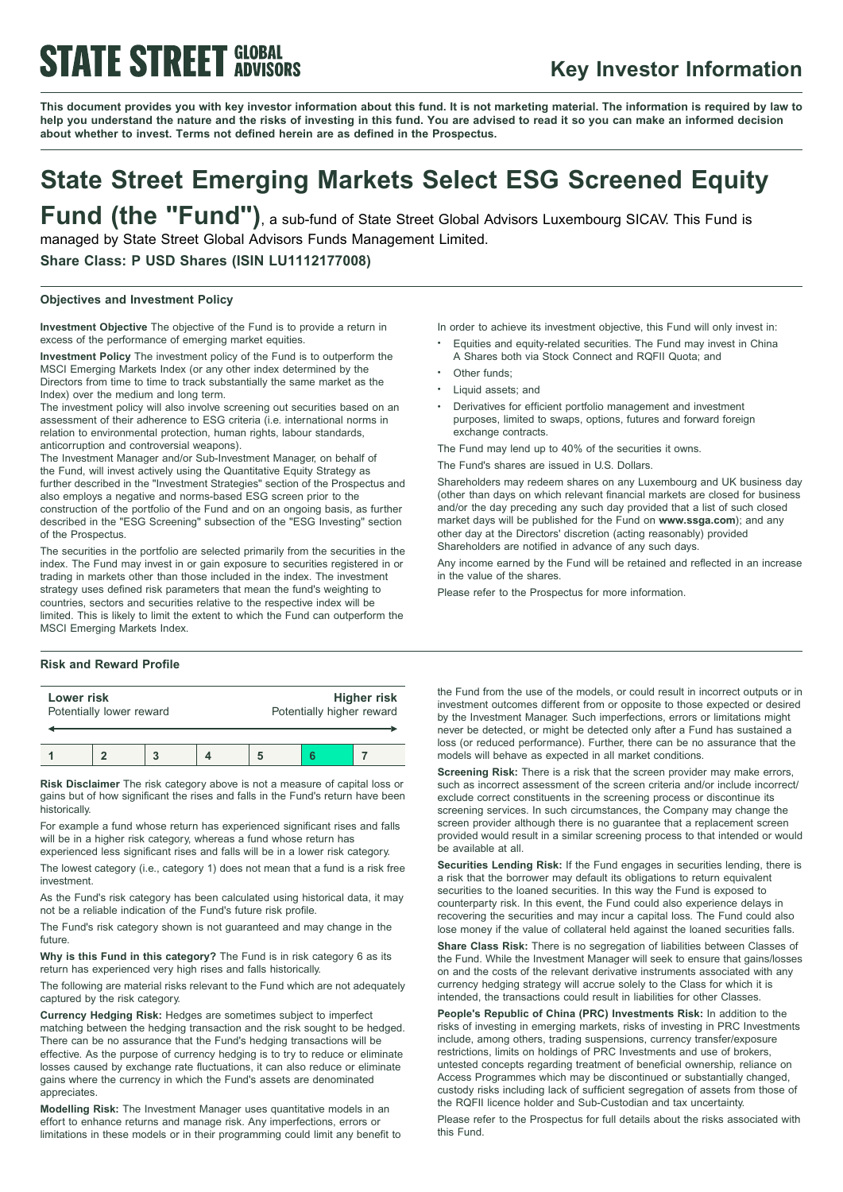# STATE STREET GLOBAL ADVISORS

## Key Investor Information

**This document provides you with key investor information about this fund. It is not marketing material. The information is required by law to help you understand the nature and the risks of investing in this fund. You are advised to read it so you can make an informed decision about whether to invest. Terms not defined herein are as defined in the Prospectus.**

# State Street Emerging Markets Select ESG Screened Equity Fund (the "Fund"), a sub-fund of State Street Global Advisors Luxembourg SICAV. This Fund is managed by State Street Global Advisors Funds Management Limited.

**Share Class: P USD Shares (ISIN LU1112177008)**

### Objectives and Investment Policy

**Investment Objective** The objective of the Fund is to provide a return in excess of the performance of emerging market equities.

**Investment Policy** The investment policy of the Fund is to outperform the MSCI Emerging Markets Index (or any other index determined by the Directors from time to time to track substantially the same market as the Index) over the medium and long term.

The investment policy will also involve screening out securities based on an assessment of their adherence to ESG criteria (i.e. international norms in relation to environmental protection, human rights, labour standards, anticorruption and controversial weapons).

The Investment Manager and/or Sub-Investment Manager, on behalf of the Fund, will invest actively using the Quantitative Equity Strategy as further described in the "Investment Strategies" section of the Prospectus and also employs a negative and norms-based ESG screen prior to the construction of the portfolio of the Fund and on an ongoing basis, as further described in the "ESG Screening" subsection of the "ESG Investing" section of the Prospectus.

The securities in the portfolio are selected primarily from the securities in the index. The Fund may invest in or gain exposure to securities registered in or trading in markets other than those included in the index. The investment strategy uses defined risk parameters that mean the fund's weighting to countries, sectors and securities relative to the respective index will be limited. This is likely to limit the extent to which the Fund can outperform the MSCI Emerging Markets Index.

In order to achieve its investment objective, this Fund will only invest in:

- Equities and equity-related securities. The Fund may invest in China A Shares both via Stock Connect and RQFII Quota; and
- Other funds;
- Liquid assets; and
- Derivatives for efficient portfolio management and investment purposes, limited to swaps, options, futures and forward foreign exchange contracts.

The Fund may lend up to 40% of the securities it owns.

The Fund's shares are issued in U.S. Dollars.

Shareholders may redeem shares on any Luxembourg and UK business day (other than days on which relevant financial markets are closed for business and/or the day preceding any such day provided that a list of such closed market days will be published for the Fund on **www.ssga.com**); and any other day at the Directors' discretion (acting reasonably) provided Shareholders are notified in advance of any such days.

Any income earned by the Fund will be retained and reflected in an increase in the value of the shares.

Please refer to the Prospectus for more information.

### Risk and Reward Profile

| **Lower risk** Potentially lower reward | | | | | | **Higher risk** Potentially higher reward |
|---|---|---|---|---|---|---|
| 1 | 2 | 3 | 4 | 5 | **6** | 7 |

**Risk Disclaimer** The risk category above is not a measure of capital loss or gains but of how significant the rises and falls in the Fund's return have been historically.

For example a fund whose return has experienced significant rises and falls will be in a higher risk category, whereas a fund whose return has experienced less significant rises and falls will be in a lower risk category.

The lowest category (i.e., category 1) does not mean that a fund is a risk free investment.

As the Fund's risk category has been calculated using historical data, it may not be a reliable indication of the Fund's future risk profile.

The Fund's risk category shown is not guaranteed and may change in the future.

**Why is this Fund in this category?** The Fund is in risk category 6 as its return has experienced very high rises and falls historically.

The following are material risks relevant to the Fund which are not adequately captured by the risk category.

**Currency Hedging Risk:** Hedges are sometimes subject to imperfect matching between the hedging transaction and the risk sought to be hedged. There can be no assurance that the Fund's hedging transactions will be effective. As the purpose of currency hedging is to try to reduce or eliminate losses caused by exchange rate fluctuations, it can also reduce or eliminate gains where the currency in which the Fund's assets are denominated appreciates.

**Modelling Risk:** The Investment Manager uses quantitative models in an effort to enhance returns and manage risk. Any imperfections, errors or limitations in these models or in their programming could limit any benefit to the Fund from the use of the models, or could result in incorrect outputs or in investment outcomes different from or opposite to those expected or desired by the Investment Manager. Such imperfections, errors or limitations might never be detected, or might be detected only after a Fund has sustained a loss (or reduced performance). Further, there can be no assurance that the models will behave as expected in all market conditions.

**Screening Risk:** There is a risk that the screen provider may make errors, such as incorrect assessment of the screen criteria and/or include incorrect/exclude correct constituents in the screening process or discontinue its screening services. In such circumstances, the Company may change the screen provider although there is no guarantee that a replacement screen provided would result in a similar screening process to that intended or would be available at all.

**Securities Lending Risk:** If the Fund engages in securities lending, there is a risk that the borrower may default its obligations to return equivalent securities to the loaned securities. In this way the Fund is exposed to counterparty risk. In this event, the Fund could also experience delays in recovering the securities and may incur a capital loss. The Fund could also lose money if the value of collateral held against the loaned securities falls.

**Share Class Risk:** There is no segregation of liabilities between Classes of the Fund. While the Investment Manager will seek to ensure that gains/losses on and the costs of the relevant derivative instruments associated with any currency hedging strategy will accrue solely to the Class for which it is intended, the transactions could result in liabilities for other Classes.

**People's Republic of China (PRC) Investments Risk:** In addition to the risks of investing in emerging markets, risks of investing in PRC Investments include, among others, trading suspensions, currency transfer/exposure restrictions, limits on holdings of PRC Investments and use of brokers, untested concepts regarding treatment of beneficial ownership, reliance on Access Programmes which may be discontinued or substantially changed, custody risks including lack of sufficient segregation of assets from those of the RQFII licence holder and Sub-Custodian and tax uncertainty.

Please refer to the Prospectus for full details about the risks associated with this Fund.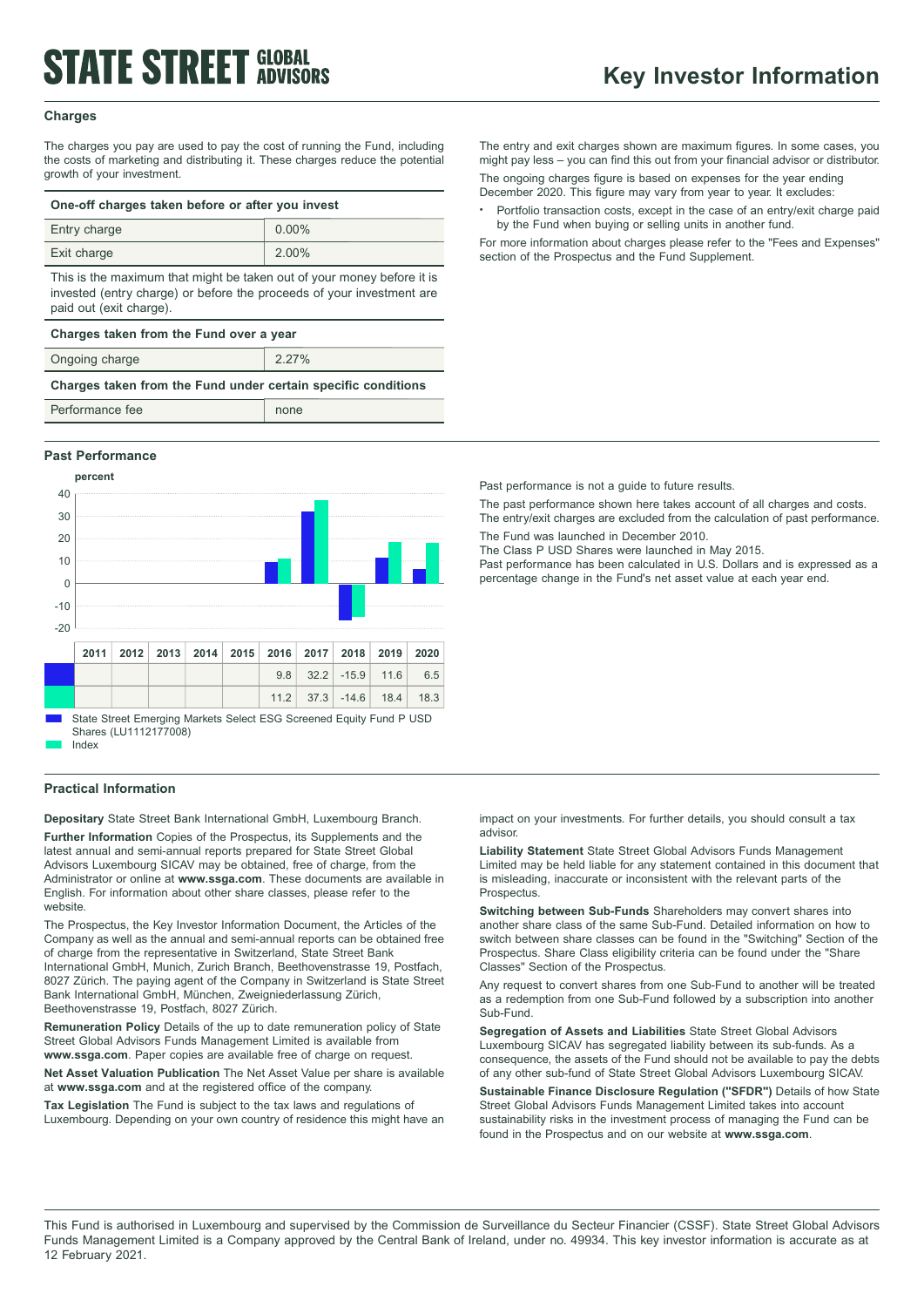## Charges

The charges you pay are used to pay the cost of running the Fund, including the costs of marketing and distributing it. These charges reduce the potential growth of your investment.

| One-off charges taken before or after you invest | |
|---|---|
| Entry charge | 0.00% |
| Exit charge | 2.00% |

This is the maximum that might be taken out of your money before it is invested (entry charge) or before the proceeds of your investment are paid out (exit charge).

| Charges taken from the Fund over a year | |
|---|---|
| Ongoing charge | 2.27% |

| Charges taken from the Fund under certain specific conditions | |
|---|---|
| Performance fee | none |

The entry and exit charges shown are maximum figures. In some cases, you might pay less – you can find this out from your financial advisor or distributor.

The ongoing charges figure is based on expenses for the year ending December 2020. This figure may vary from year to year. It excludes:

- Portfolio transaction costs, except in the case of an entry/exit charge paid by the Fund when buying or selling units in another fund.

For more information about charges please refer to the "Fees and Expenses" section of the Prospectus and the Fund Supplement.

## Past Performance

percent

40
30
20
10
0
-10
-20

| | 2011 | 2012 | 2013 | 2014 | 2015 | 2016 | 2017 | 2018 | 2019 | 2020 |
|---|---|---|---|---|---|---|---|---|---|---|
| Fund | | | | | | 9.8 | 32.2 | -15.9 | 11.6 | 6.5 |
| Index | | | | | | 11.2 | 37.3 | -14.6 | 18.4 | 18.3 |

State Street Emerging Markets Select ESG Screened Equity Fund P USD Shares (LU1112177008)

Index

Past performance is not a guide to future results.

The past performance shown here takes account of all charges and costs. The entry/exit charges are excluded from the calculation of past performance.

The Fund was launched in December 2010.
The Class P USD Shares were launched in May 2015.
Past performance has been calculated in U.S. Dollars and is expressed as a percentage change in the Fund's net asset value at each year end.

## Practical Information

**Depositary** State Street Bank International GmbH, Luxembourg Branch.

**Further Information** Copies of the Prospectus, its Supplements and the latest annual and semi-annual reports prepared for State Street Global Advisors Luxembourg SICAV may be obtained, free of charge, from the Administrator or online at **www.ssga.com**. These documents are available in English. For information about other share classes, please refer to the website.

The Prospectus, the Key Investor Information Document, the Articles of the Company as well as the annual and semi-annual reports can be obtained free of charge from the representative in Switzerland, State Street Bank International GmbH, Munich, Zurich Branch, Beethovenstrasse 19, Postfach, 8027 Zürich. The paying agent of the Company in Switzerland is State Street Bank International GmbH, München, Zweigniederlassung Zürich, Beethovenstrasse 19, Postfach, 8027 Zürich.

**Remuneration Policy** Details of the up to date remuneration policy of State Street Global Advisors Funds Management Limited is available from **www.ssga.com**. Paper copies are available free of charge on request.

**Net Asset Valuation Publication** The Net Asset Value per share is available at **www.ssga.com** and at the registered office of the company.

**Tax Legislation** The Fund is subject to the tax laws and regulations of Luxembourg. Depending on your own country of residence this might have an impact on your investments. For further details, you should consult a tax advisor.

**Liability Statement** State Street Global Advisors Funds Management Limited may be held liable for any statement contained in this document that is misleading, inaccurate or inconsistent with the relevant parts of the Prospectus.

**Switching between Sub-Funds** Shareholders may convert shares into another share class of the same Sub-Fund. Detailed information on how to switch between share classes can be found in the "Switching" Section of the Prospectus. Share Class eligibility criteria can be found under the "Share Classes" Section of the Prospectus.

Any request to convert shares from one Sub-Fund to another will be treated as a redemption from one Sub-Fund followed by a subscription into another Sub-Fund.

**Segregation of Assets and Liabilities** State Street Global Advisors Luxembourg SICAV has segregated liability between its sub-funds. As a consequence, the assets of the Fund should not be available to pay the debts of any other sub-fund of State Street Global Advisors Luxembourg SICAV.

**Sustainable Finance Disclosure Regulation ("SFDR")** Details of how State Street Global Advisors Funds Management Limited takes into account sustainability risks in the investment process of managing the Fund can be found in the Prospectus and on our website at **www.ssga.com**.

This Fund is authorised in Luxembourg and supervised by the Commission de Surveillance du Secteur Financier (CSSF). State Street Global Advisors Funds Management Limited is a Company approved by the Central Bank of Ireland, under no. 49934. This key investor information is accurate as at 12 February 2021.